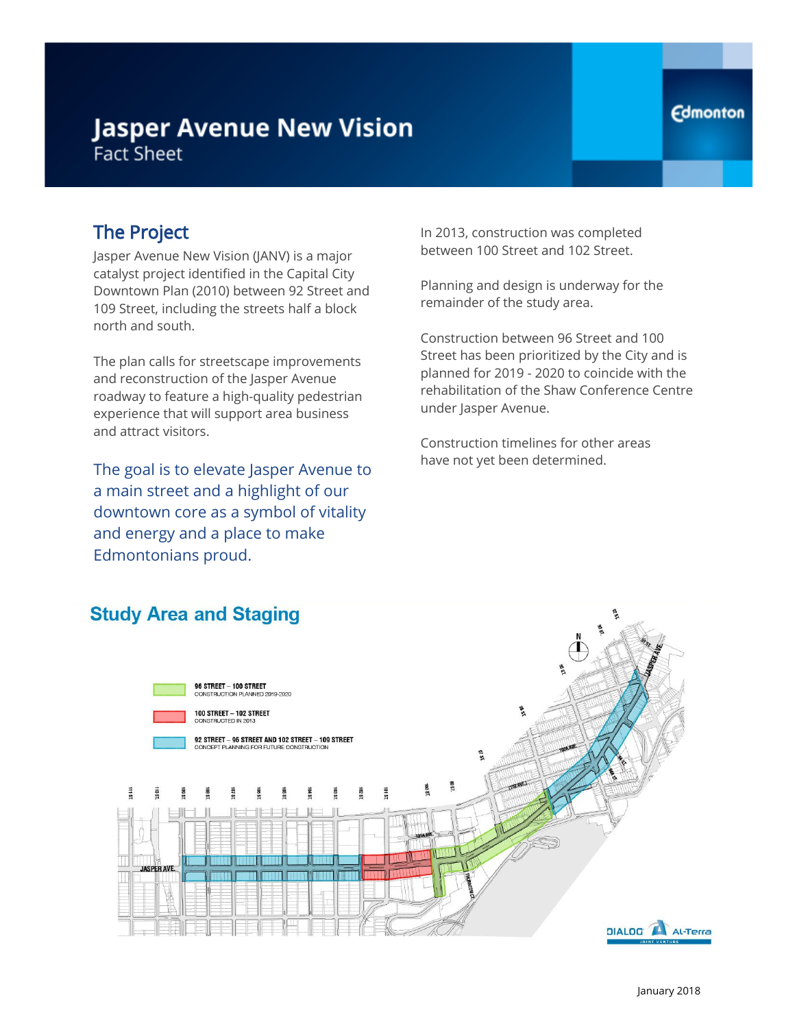# Jasper Avenue New Vision

Fact Sheet

## The Project

Jasper Avenue New Vision (JANV) is a major catalyst project identified in the Capital City Downtown Plan (2010) between 92 Street and 109 Street, including the streets half a block north and south.

The plan calls for streetscape improvements and reconstruction of the Jasper Avenue roadway to feature a high-quality pedestrian experience that will support area business and attract visitors.

The goal is to elevate Jasper Avenue to a main street and a highlight of our downtown core as a symbol of vitality and energy and a place to make Edmontonians proud.

In 2013, construction was completed between 100 Street and 102 Street.

Planning and design is underway for the remainder of the study area.

Construction between 96 Street and 100 Street has been prioritized by the City and is planned for 2019 - 2020 to coincide with the rehabilitation of the Shaw Conference Centre under Jasper Avenue.

Construction timelines for other areas have not yet been determined.

## Study Area and Staging

- **96 STREET – 100 STREET** — CONSTRUCTION PLANNED 2019-2020
- **100 STREET – 102 STREET** — CONSTRUCTED IN 2013
- **92 STREET – 96 STREET AND 102 STREET – 109 STREET** — CONCEPT PLANNING FOR FUTURE CONSTRUCTION

January 2018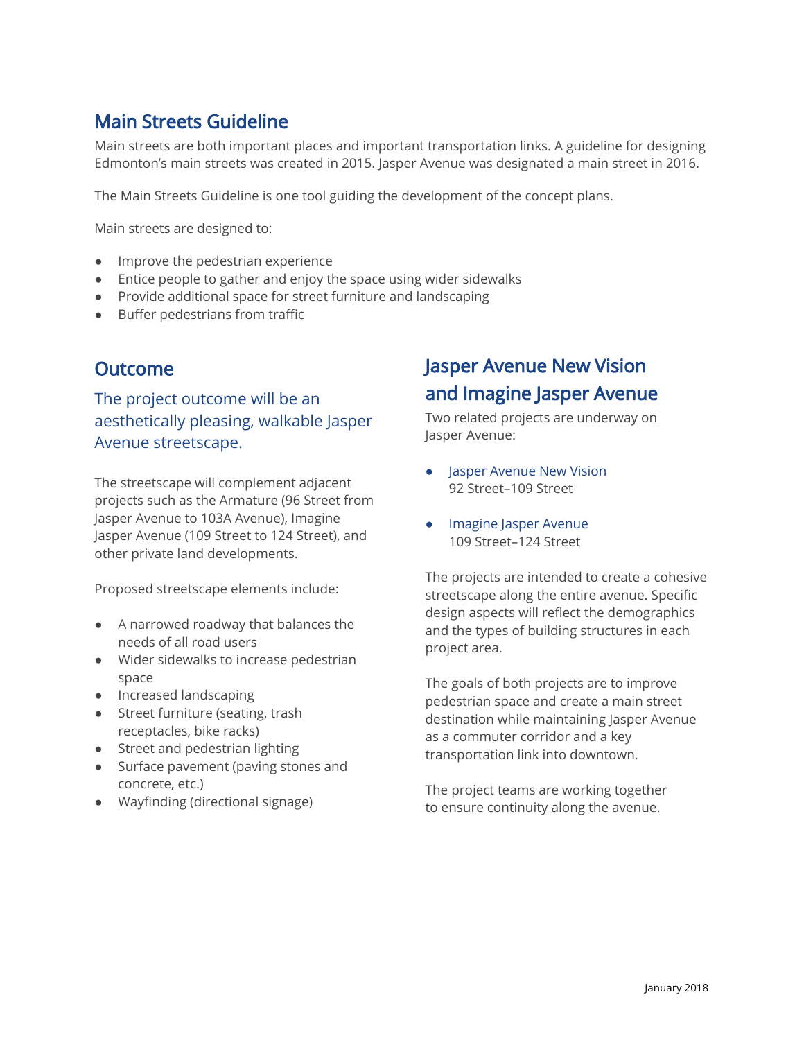## Main Streets Guideline

Main streets are both important places and important transportation links. A guideline for designing Edmonton's main streets was created in 2015. Jasper Avenue was designated a main street in 2016.

The Main Streets Guideline is one tool guiding the development of the concept plans.

Main streets are designed to:

- Improve the pedestrian experience
- Entice people to gather and enjoy the space using wider sidewalks
- Provide additional space for street furniture and landscaping
- Buffer pedestrians from traffic

## Outcome

### The project outcome will be an aesthetically pleasing, walkable Jasper Avenue streetscape.

The streetscape will complement adjacent projects such as the Armature (96 Street from Jasper Avenue to 103A Avenue), Imagine Jasper Avenue (109 Street to 124 Street), and other private land developments.

Proposed streetscape elements include:

- A narrowed roadway that balances the needs of all road users
- Wider sidewalks to increase pedestrian space
- Increased landscaping
- Street furniture (seating, trash receptacles, bike racks)
- Street and pedestrian lighting
- Surface pavement (paving stones and concrete, etc.)
- Wayfinding (directional signage)

## Jasper Avenue New Vision and Imagine Jasper Avenue

Two related projects are underway on Jasper Avenue:

- Jasper Avenue New Vision
  92 Street–109 Street
- Imagine Jasper Avenue
  109 Street–124 Street

The projects are intended to create a cohesive streetscape along the entire avenue. Specific design aspects will reflect the demographics and the types of building structures in each project area.

The goals of both projects are to improve pedestrian space and create a main street destination while maintaining Jasper Avenue as a commuter corridor and a key transportation link into downtown.

The project teams are working together to ensure continuity along the avenue.

January 2018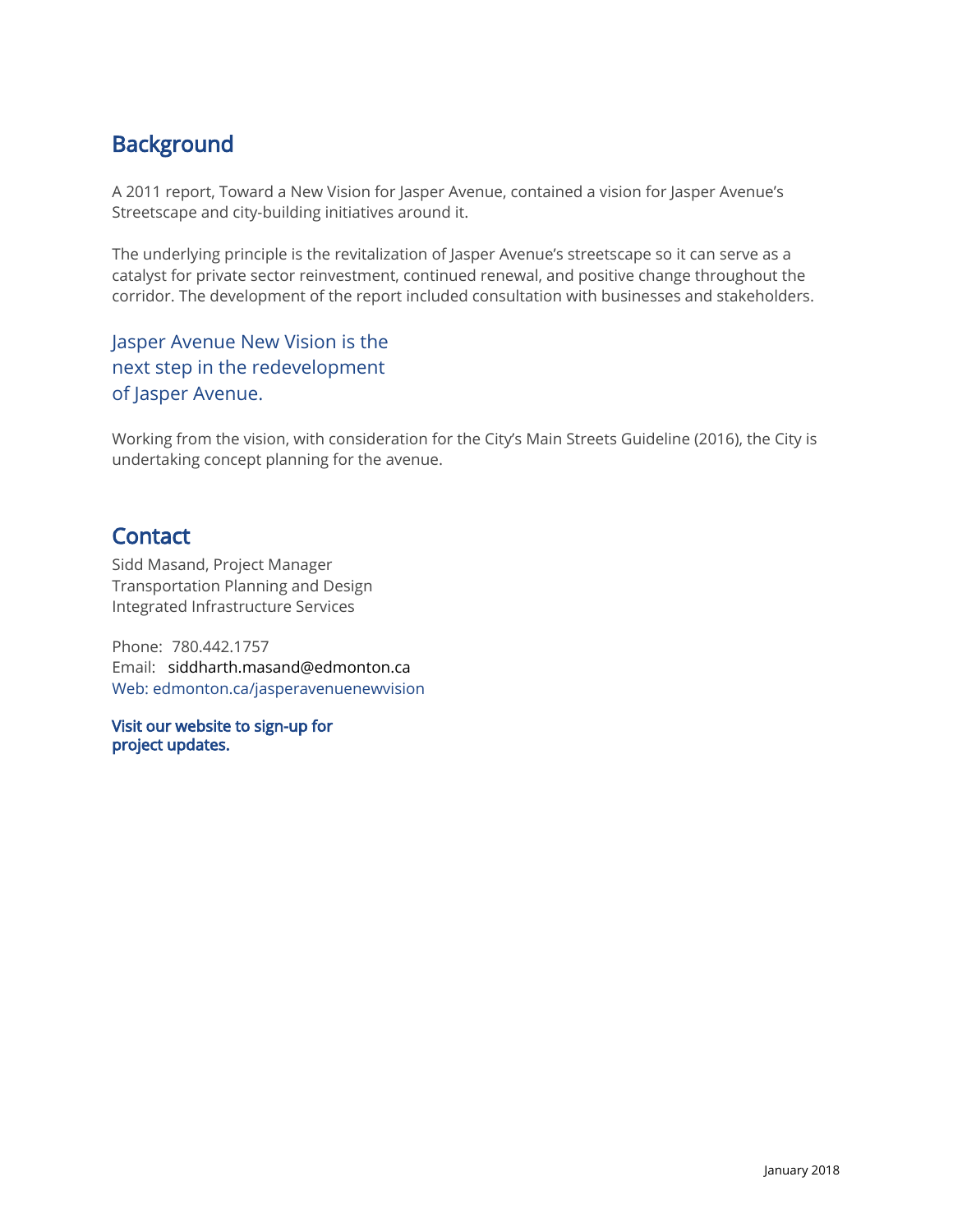## Background

A 2011 report, Toward a New Vision for Jasper Avenue, contained a vision for Jasper Avenue's Streetscape and city-building initiatives around it.

The underlying principle is the revitalization of Jasper Avenue's streetscape so it can serve as a catalyst for private sector reinvestment, continued renewal, and positive change throughout the corridor. The development of the report included consultation with businesses and stakeholders.

Jasper Avenue New Vision is the next step in the redevelopment of Jasper Avenue.

Working from the vision, with consideration for the City's Main Streets Guideline (2016), the City is undertaking concept planning for the avenue.

## Contact

Sidd Masand, Project Manager
Transportation Planning and Design
Integrated Infrastructure Services

Phone: 780.442.1757
Email: siddharth.masand@edmonton.ca
Web: edmonton.ca/jasperavenuenewvision

**Visit our website to sign-up for project updates.**

January 2018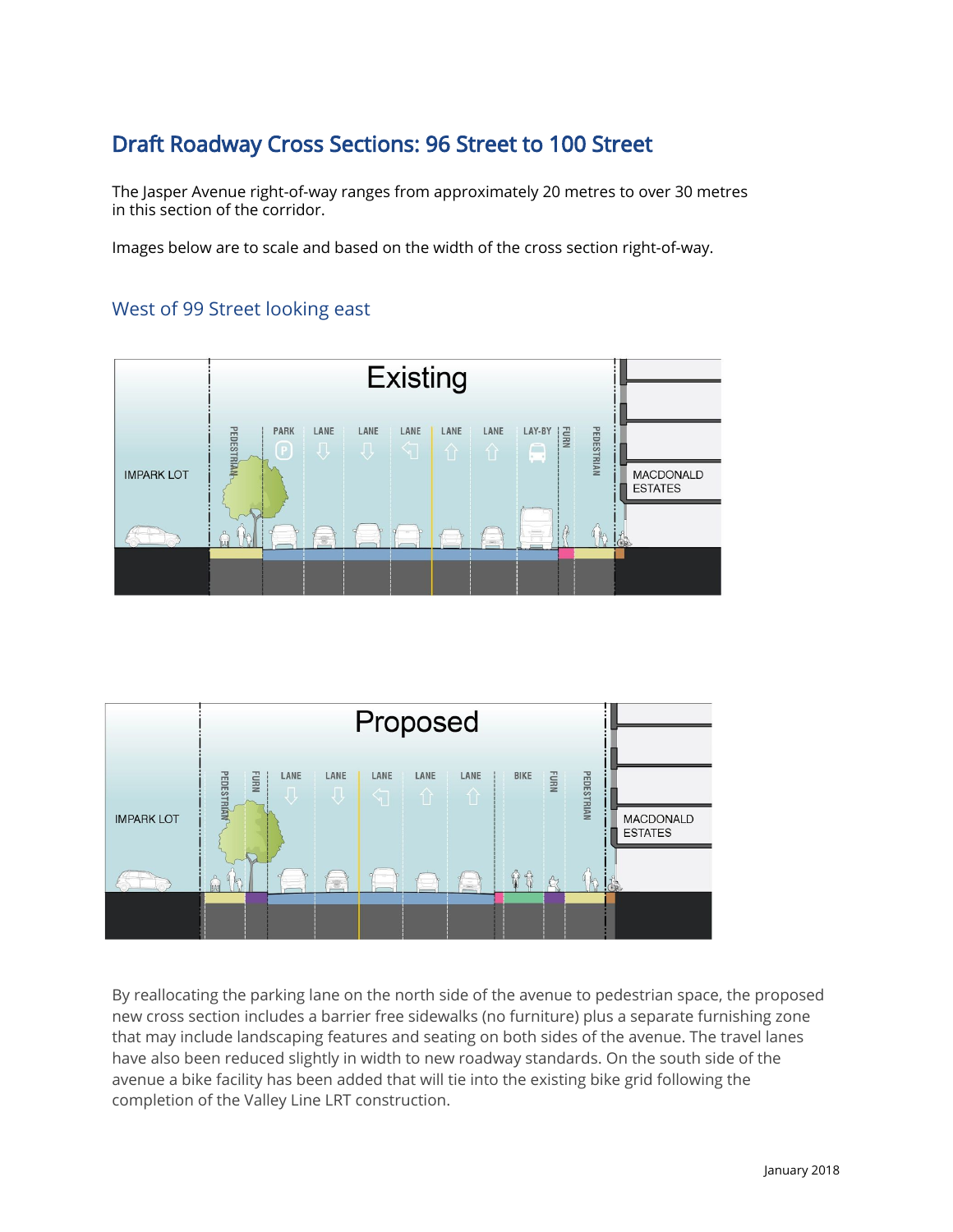## Draft Roadway Cross Sections: 96 Street to 100 Street

The Jasper Avenue right-of-way ranges from approximately 20 metres to over 30 metres in this section of the corridor.

Images below are to scale and based on the width of the cross section right-of-way.

### West of 99 Street looking east

Existing

IMPARK LOT | PEDESTRIAN | PARK | LANE | LANE | LANE | LANE | LANE | LAY-BY | FURN | PEDESTRIAN | MACDONALD ESTATES

Proposed

IMPARK LOT | PEDESTRIAN | FURN | LANE | LANE | LANE | LANE | LANE | BIKE | FURN | PEDESTRIAN | MACDONALD ESTATES

By reallocating the parking lane on the north side of the avenue to pedestrian space, the proposed new cross section includes a barrier free sidewalks (no furniture) plus a separate furnishing zone that may include landscaping features and seating on both sides of the avenue. The travel lanes have also been reduced slightly in width to new roadway standards. On the south side of the avenue a bike facility has been added that will tie into the existing bike grid following the completion of the Valley Line LRT construction.

January 2018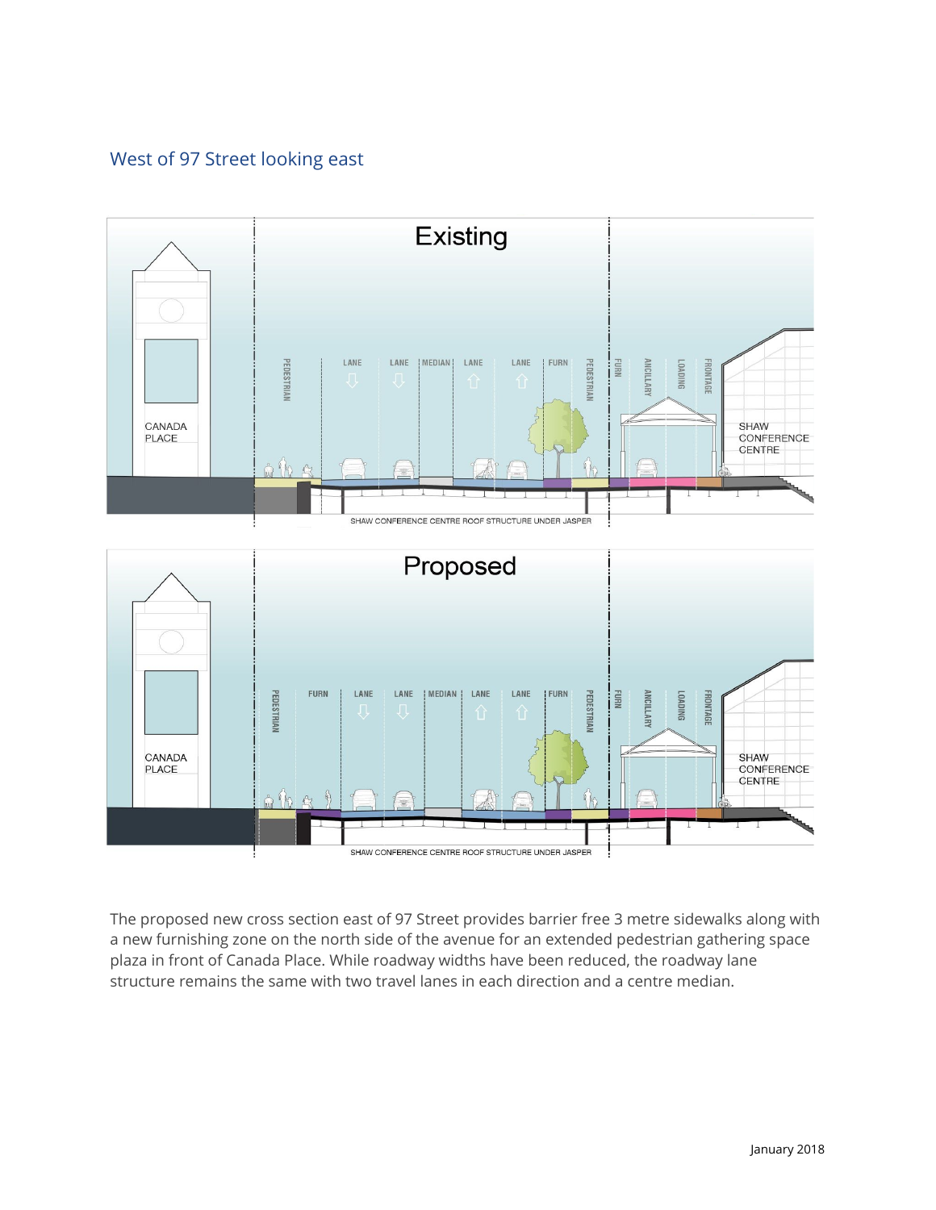## West of 97 Street looking east

The proposed new cross section east of 97 Street provides barrier free 3 metre sidewalks along with a new furnishing zone on the north side of the avenue for an extended pedestrian gathering space plaza in front of Canada Place. While roadway widths have been reduced, the roadway lane structure remains the same with two travel lanes in each direction and a centre median.

January 2018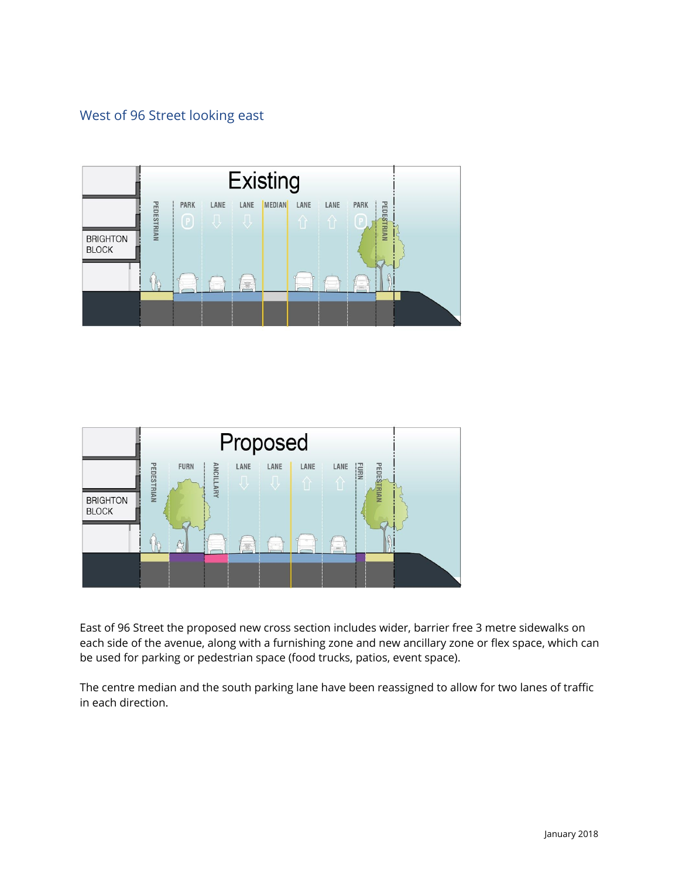## West of 96 Street looking east

Existing

BRIGHTON BLOCK

PEDESTRIAN PARK LANE LANE MEDIAN LANE LANE PARK PEDESTRIAN

Proposed

BRIGHTON BLOCK

PEDESTRIAN FURN ANCILLARY LANE LANE LANE LANE FURN PEDESTRIAN

East of 96 Street the proposed new cross section includes wider, barrier free 3 metre sidewalks on each side of the avenue, along with a furnishing zone and new ancillary zone or flex space, which can be used for parking or pedestrian space (food trucks, patios, event space).

The centre median and the south parking lane have been reassigned to allow for two lanes of traffic in each direction.

January 2018